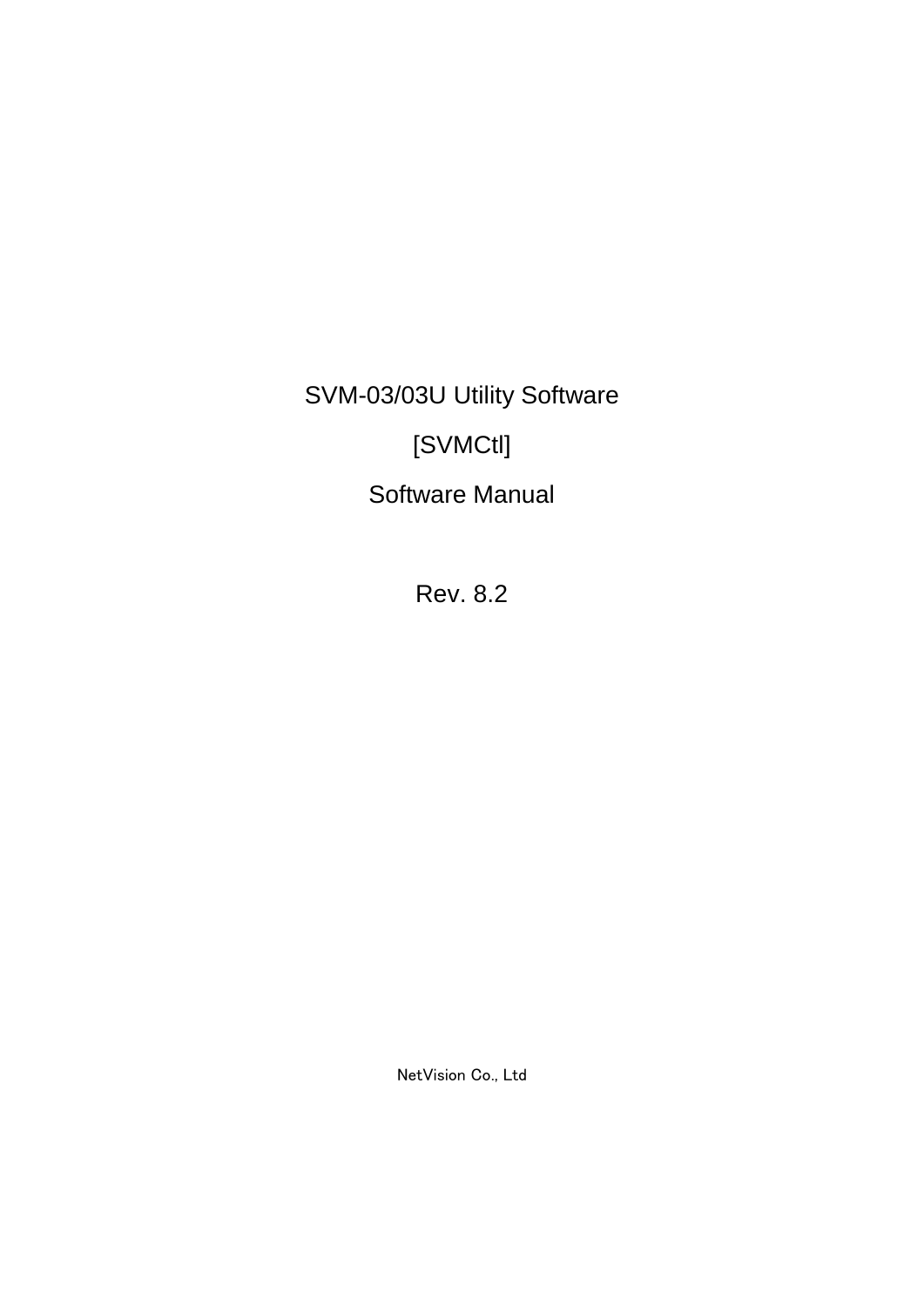# SVM-03/03U Utility Software

# [SVMCtl]

# Software Manual

Rev. 8.2

NetVision Co., Ltd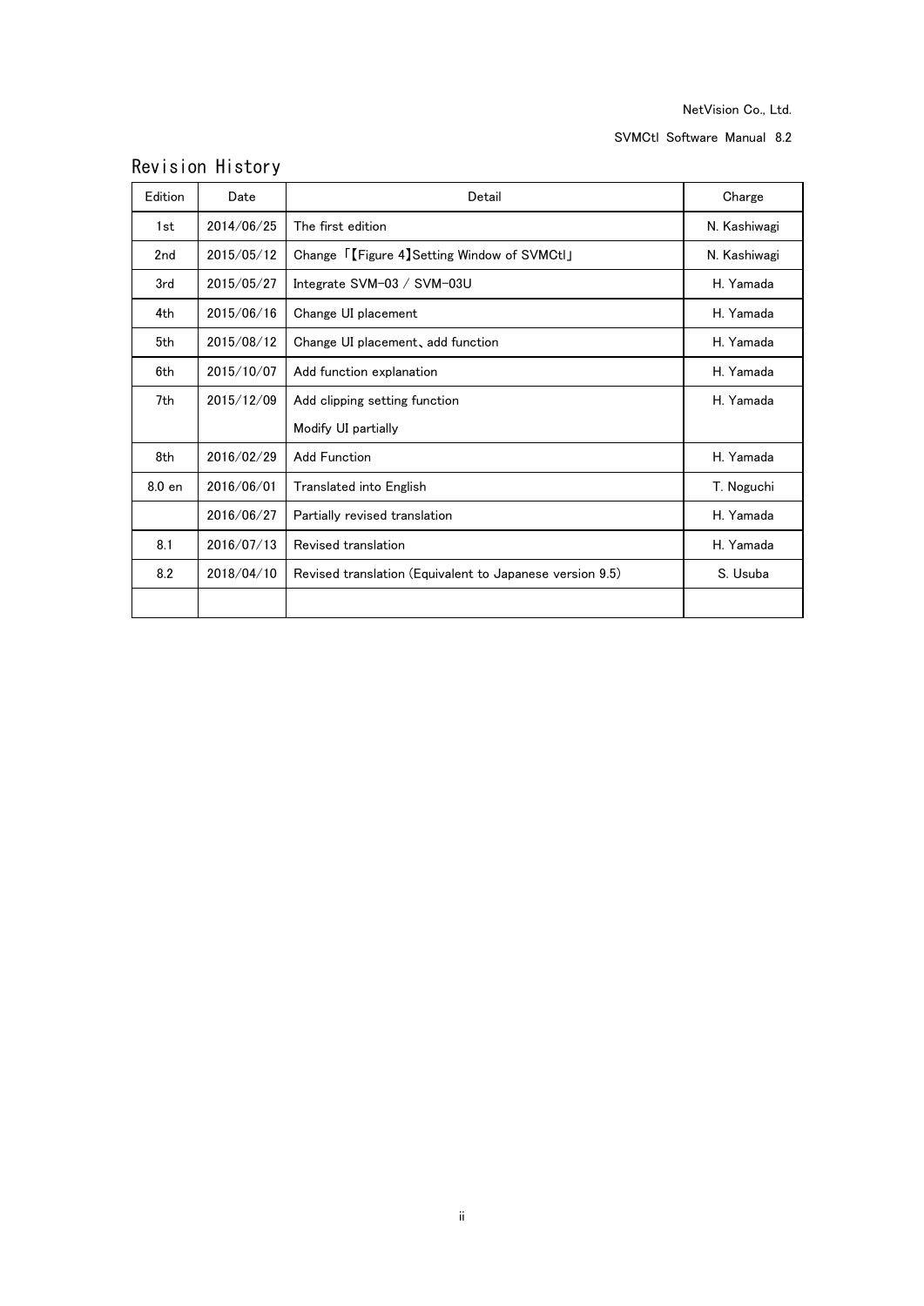## Revision History

| Edition | Date | Detail | Charge |
|---|---|---|---|
| 1st | 2014/06/25 | The first edition | N. Kashiwagi |
| 2nd | 2015/05/12 | Change 「【Figure 4】Setting Window of SVMCtl」 | N. Kashiwagi |
| 3rd | 2015/05/27 | Integrate SVM-03 / SVM-03U | H. Yamada |
| 4th | 2015/06/16 | Change UI placement | H. Yamada |
| 5th | 2015/08/12 | Change UI placement、add function | H. Yamada |
| 6th | 2015/10/07 | Add function explanation | H. Yamada |
| 7th | 2015/12/09 | Add clipping setting function<br>Modify UI partially | H. Yamada |
| 8th | 2016/02/29 | Add Function | H. Yamada |
| 8.0 en | 2016/06/01 | Translated into English | T. Noguchi |
| | 2016/06/27 | Partially revised translation | H. Yamada |
| 8.1 | 2016/07/13 | Revised translation | H. Yamada |
| 8.2 | 2018/04/10 | Revised translation (Equivalent to Japanese version 9.5) | S. Usuba |
| | | | |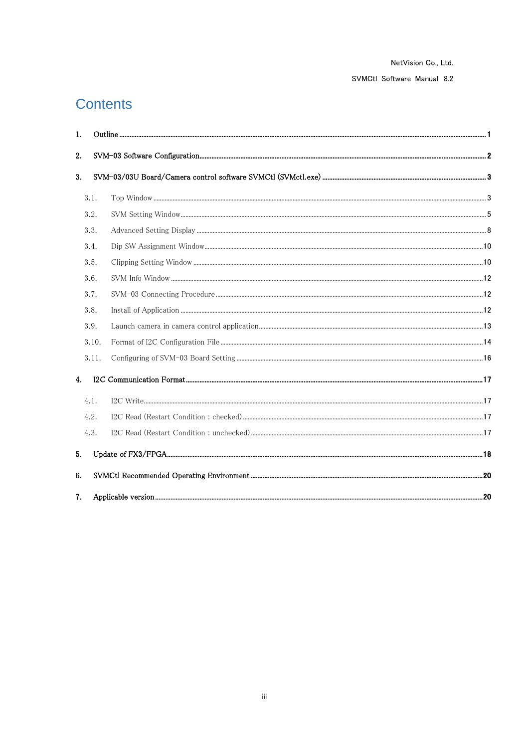# Contents

1. Outline ........................................................................................................................................ 1
2. SVM-03 Software Configuration ........................................................................................................ 2
3. SVM-03/03U Board/Camera control software SVMCtl (SVMctl.exe) ..................................................... 3
   - 3.1. Top Window ........................................................................................................................ 3
   - 3.2. SVM Setting Window ............................................................................................................ 5
   - 3.3. Advanced Setting Display ....................................................................................................... 8
   - 3.4. Dip SW Assignment Window .................................................................................................. 10
   - 3.5. Clipping Setting Window ...................................................................................................... 10
   - 3.6. SVM Info Window ................................................................................................................ 12
   - 3.7. SVM-03 Connecting Procedure .............................................................................................. 12
   - 3.8. Install of Application .......................................................................................................... 12
   - 3.9. Launch camera in camera control application ......................................................................... 13
   - 3.10. Format of I2C Configuration File ........................................................................................ 14
   - 3.11. Configuring of SVM-03 Board Setting ................................................................................... 16
4. I2C Communication Format ............................................................................................................ 17
   - 4.1. I2C Write ............................................................................................................................ 17
   - 4.2. I2C Read (Restart Condition : checked) ................................................................................... 17
   - 4.3. I2C Read (Restart Condition : unchecked) ............................................................................... 17
5. Update of FX3/FPGA ...................................................................................................................... 18
6. SVMCtl Recommended Operating Environment .................................................................................. 20
7. Applicable version ......................................................................................................................... 20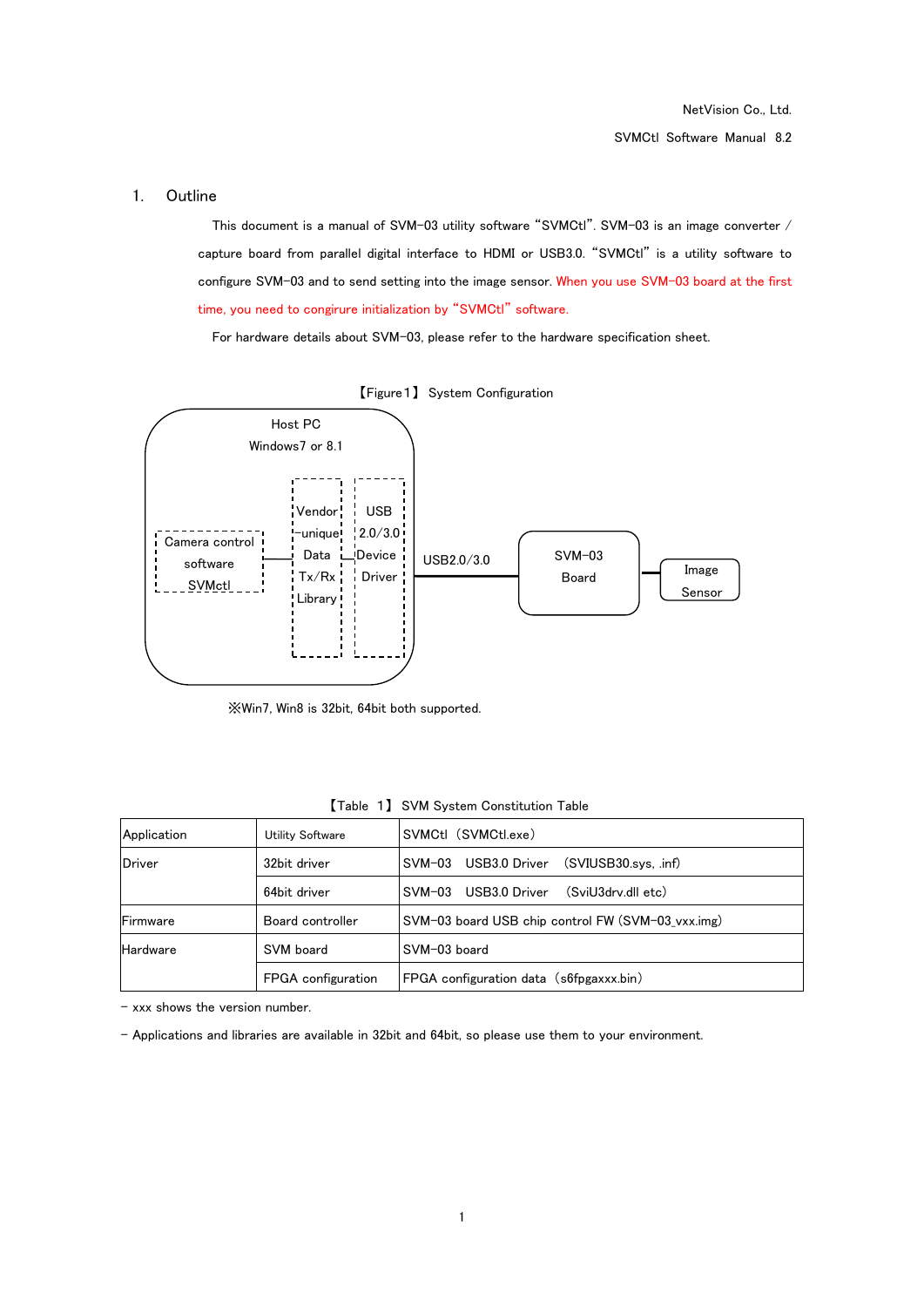## 1. Outline

This document is a manual of SVM-03 utility software "SVMCtl". SVM-03 is an image converter / capture board from parallel digital interface to HDMI or USB3.0. "SVMCtl" is a utility software to configure SVM-03 and to send setting into the image sensor. When you use SVM-03 board at the first time, you need to congirure initialization by "SVMCtl" software.

For hardware details about SVM-03, please refer to the hardware specification sheet.

【Figure1】 System Configuration

Host PC
Windows7 or 8.1

Camera control software SVMctl

Vendor-unique Data Tx/Rx Library

USB 2.0/3.0 Device Driver

USB2.0/3.0

SVM-03 Board

Image Sensor

※Win7, Win8 is 32bit, 64bit both supported.

【Table 1】 SVM System Constitution Table

| | | |
|---|---|---|
| Application | Utility Software | SVMCtl（SVMCtl.exe） |
| Driver | 32bit driver | SVM-03 USB3.0 Driver (SVIUSB30.sys, .inf) |
| | 64bit driver | SVM-03 USB3.0 Driver (SviU3drv.dll etc) |
| Firmware | Board controller | SVM-03 board USB chip control FW (SVM-03_vxx.img) |
| Hardware | SVM board | SVM-03 board |
| | FPGA configuration | FPGA configuration data（s6fpgaxxx.bin） |

- xxx shows the version number.
- Applications and libraries are available in 32bit and 64bit, so please use them to your environment.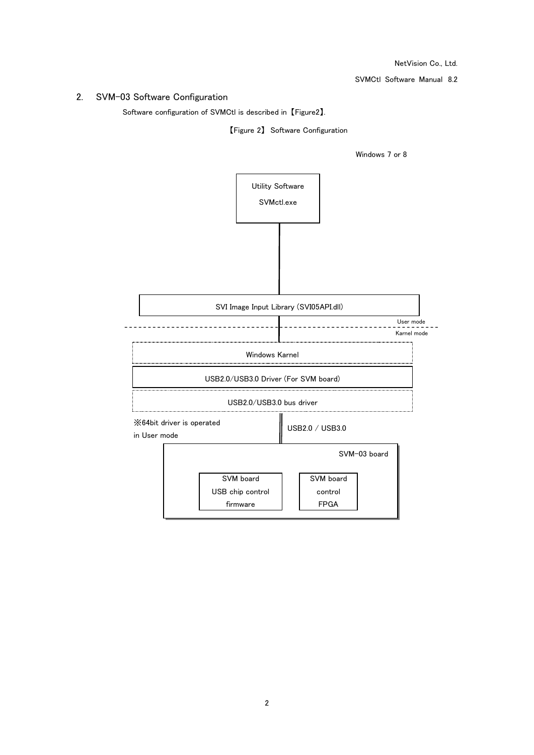## 2. SVM-03 Software Configuration

Software configuration of SVMCtl is described in 【Figure2】.

【Figure 2】 Software Configuration

Windows 7 or 8

Utility Software

SVMctl.exe

SVI Image Input Library (SVI05API.dll)

User mode

Karnel mode

Windows Karnel

USB2.0/USB3.0 Driver (For SVM board)

USB2.0/USB3.0 bus driver

※64bit driver is operated in User mode

USB2.0 / USB3.0

SVM-03 board

SVM board USB chip control firmware

SVM board control FPGA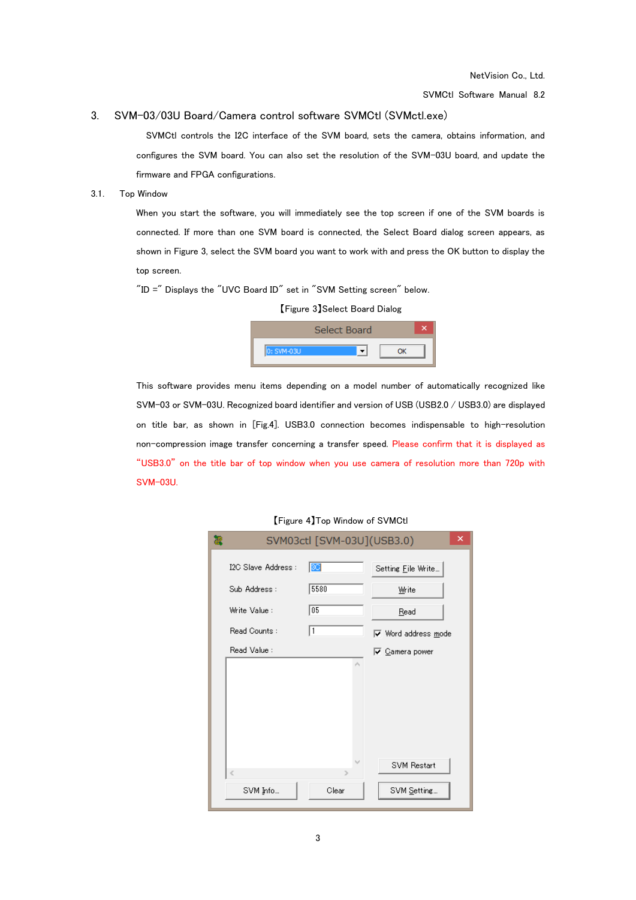# 3. SVM-03/03U Board/Camera control software SVMCtl (SVMctl.exe)

SVMCtl controls the I2C interface of the SVM board, sets the camera, obtains information, and configures the SVM board. You can also set the resolution of the SVM-03U board, and update the firmware and FPGA configurations.

## 3.1. Top Window

When you start the software, you will immediately see the top screen if one of the SVM boards is connected. If more than one SVM board is connected, the Select Board dialog screen appears, as shown in Figure 3, select the SVM board you want to work with and press the OK button to display the top screen.

"ID =" Displays the "UVC Board ID" set in "SVM Setting screen" below.

【Figure 3】Select Board Dialog

This software provides menu items depending on a model number of automatically recognized like SVM-03 or SVM-03U. Recognized board identifier and version of USB (USB2.0 / USB3.0) are displayed on title bar, as shown in [Fig.4]. USB3.0 connection becomes indispensable to high-resolution non-compression image transfer concerning a transfer speed. Please confirm that it is displayed as "USB3.0" on the title bar of top window when you use camera of resolution more than 720p with SVM-03U.

【Figure 4】Top Window of SVMCtl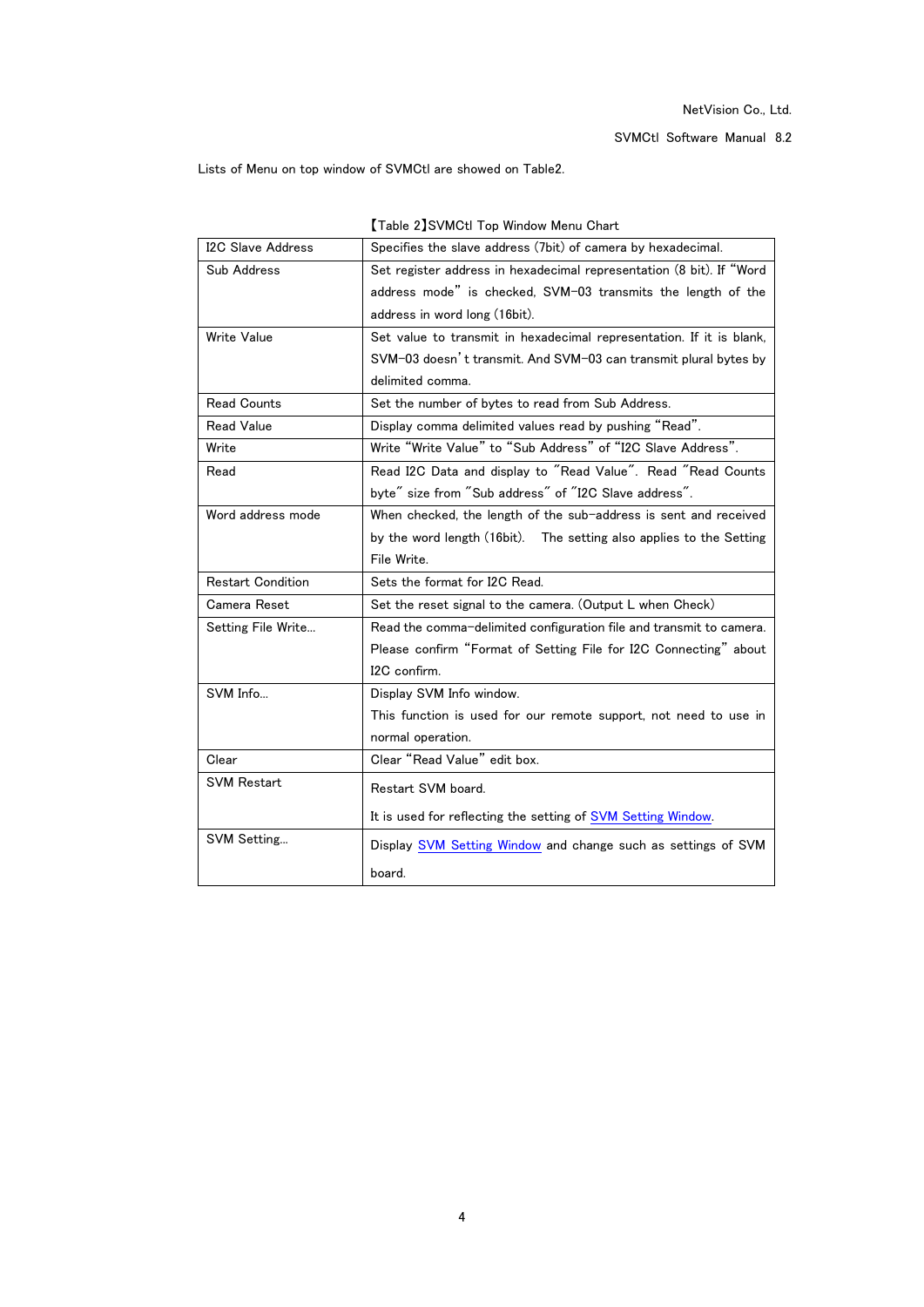Lists of Menu on top window of SVMCtl are showed on Table2.

【Table 2】SVMCtl Top Window Menu Chart

| | |
|---|---|
| I2C Slave Address | Specifies the slave address (7bit) of camera by hexadecimal. |
| Sub Address | Set register address in hexadecimal representation (8 bit). If "Word address mode" is checked, SVM-03 transmits the length of the address in word long (16bit). |
| Write Value | Set value to transmit in hexadecimal representation. If it is blank, SVM-03 doesn't transmit. And SVM-03 can transmit plural bytes by delimited comma. |
| Read Counts | Set the number of bytes to read from Sub Address. |
| Read Value | Display comma delimited values read by pushing "Read". |
| Write | Write "Write Value" to "Sub Address" of "I2C Slave Address". |
| Read | Read I2C Data and display to "Read Value". Read "Read Counts byte" size from "Sub address" of "I2C Slave address". |
| Word address mode | When checked, the length of the sub-address is sent and received by the word length (16bit). The setting also applies to the Setting File Write. |
| Restart Condition | Sets the format for I2C Read. |
| Camera Reset | Set the reset signal to the camera. (Output L when Check) |
| Setting File Write... | Read the comma-delimited configuration file and transmit to camera. Please confirm "Format of Setting File for I2C Connecting" about I2C confirm. |
| SVM Info... | Display SVM Info window.<br>This function is used for our remote support, not need to use in normal operation. |
| Clear | Clear "Read Value" edit box. |
| SVM Restart | Restart SVM board.<br>It is used for reflecting the setting of SVM Setting Window. |
| SVM Setting... | Display SVM Setting Window and change such as settings of SVM board. |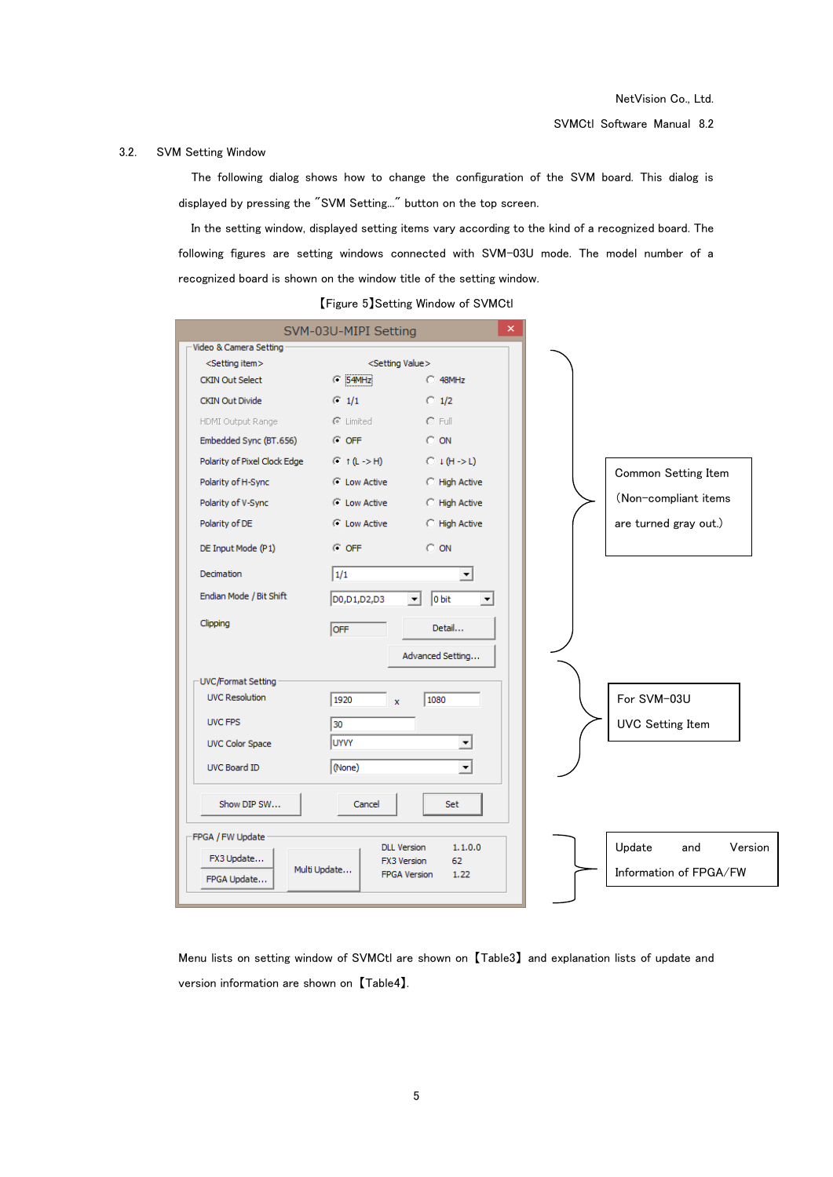### 3.2. SVM Setting Window

The following dialog shows how to change the configuration of the SVM board. This dialog is displayed by pressing the "SVM Setting..." button on the top screen.

In the setting window, displayed setting items vary according to the kind of a recognized board. The following figures are setting windows connected with SVM-03U mode. The model number of a recognized board is shown on the window title of the setting window.

【Figure 5】Setting Window of SVMCtl

SVM-03U-MIPI Setting

Video & Camera Setting

| <Setting item> | <Setting Value> | |
|---|---|---|
| CKIN Out Select | 54MHz | 48MHz |
| CKIN Out Divide | 1/1 | 1/2 |
| HDMI Output Range | Limited | Full |
| Embedded Sync (BT.656) | OFF | ON |
| Polarity of Pixel Clock Edge | ↑(L -> H) | ↓(H -> L) |
| Polarity of H-Sync | Low Active | High Active |
| Polarity of V-Sync | Low Active | High Active |
| Polarity of DE | Low Active | High Active |
| DE Input Mode (P1) | OFF | ON |
| Decimation | 1/1 | |
| Endian Mode / Bit Shift | D0,D1,D2,D3 | 0 bit |
| Clipping | OFF | Detail... |
| | | Advanced Setting... |

Common Setting Item (Non-compliant items are turned gray out.)

UVC/Format Setting

| | | |
|---|---|---|
| UVC Resolution | 1920 x | 1080 |
| UVC FPS | 30 | |
| UVC Color Space | UYVY | |
| UVC Board ID | (None) | |

For SVM-03U UVC Setting Item

Show DIP SW... | Cancel | Set

FPGA / FW Update

FX3 Update... | FPGA Update... | Multi Update...

| | |
|---|---|
| DLL Version | 1.1.0.0 |
| FX3 Version | 62 |
| FPGA Version | 1.22 |

Update and Version Information of FPGA/FW

Menu lists on setting window of SVMCtl are shown on 【Table3】 and explanation lists of update and version information are shown on 【Table4】.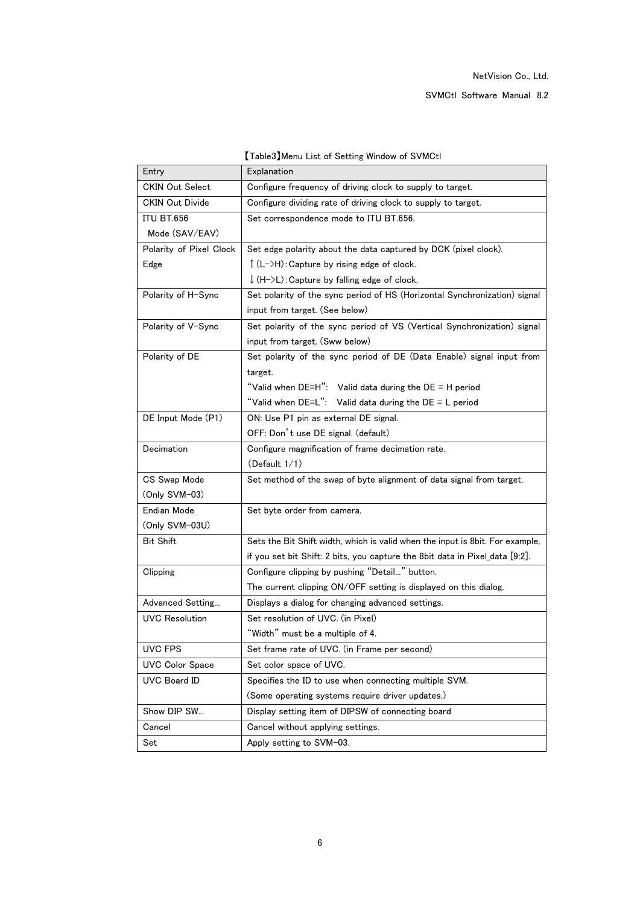【Table3】Menu List of Setting Window of SVMCtl

| Entry | Explanation |
|---|---|
| CKIN Out Select | Configure frequency of driving clock to supply to target. |
| CKIN Out Divide | Configure dividing rate of driving clock to supply to target. |
| ITU BT.656 Mode (SAV/EAV) | Set correspondence mode to ITU BT.656. |
| Polarity of Pixel Clock Edge | Set edge polarity about the data captured by DCK (pixel clock).<br>↑(L->H):Capture by rising edge of clock.<br>↓(H->L):Capture by falling edge of clock. |
| Polarity of H-Sync | Set polarity of the sync period of HS (Horizontal Synchronization) signal input from target. (See below) |
| Polarity of V-Sync | Set polarity of the sync period of VS (Vertical Synchronization) signal input from target. (Sww below) |
| Polarity of DE | Set polarity of the sync period of DE (Data Enable) signal input from target.<br>"Valid when DE=H": Valid data during the DE = H period<br>"Valid when DE=L": Valid data during the DE = L period |
| DE Input Mode (P1) | ON: Use P1 pin as external DE signal.<br>OFF: Don't use DE signal. (default) |
| Decimation | Configure magnification of frame decimation rate.<br>(Default 1/1) |
| CS Swap Mode (Only SVM-03) | Set method of the swap of byte alignment of data signal from target. |
| Endian Mode (Only SVM-03U) | Set byte order from camera. |
| Bit Shift | Sets the Bit Shift width, which is valid when the input is 8bit. For example, if you set bit Shift: 2 bits, you capture the 8bit data in Pixel_data [9:2]. |
| Clipping | Configure clipping by pushing "Detail..." button.<br>The current clipping ON/OFF setting is displayed on this dialog. |
| Advanced Setting... | Displays a dialog for changing advanced settings. |
| UVC Resolution | Set resolution of UVC. (in Pixel)<br>"Width" must be a multiple of 4. |
| UVC FPS | Set frame rate of UVC. (in Frame per second) |
| UVC Color Space | Set color space of UVC. |
| UVC Board ID | Specifies the ID to use when connecting multiple SVM.<br>(Some operating systems require driver updates.) |
| Show DIP SW... | Display setting item of DIPSW of connecting board |
| Cancel | Cancel without applying settings. |
| Set | Apply setting to SVM-03. |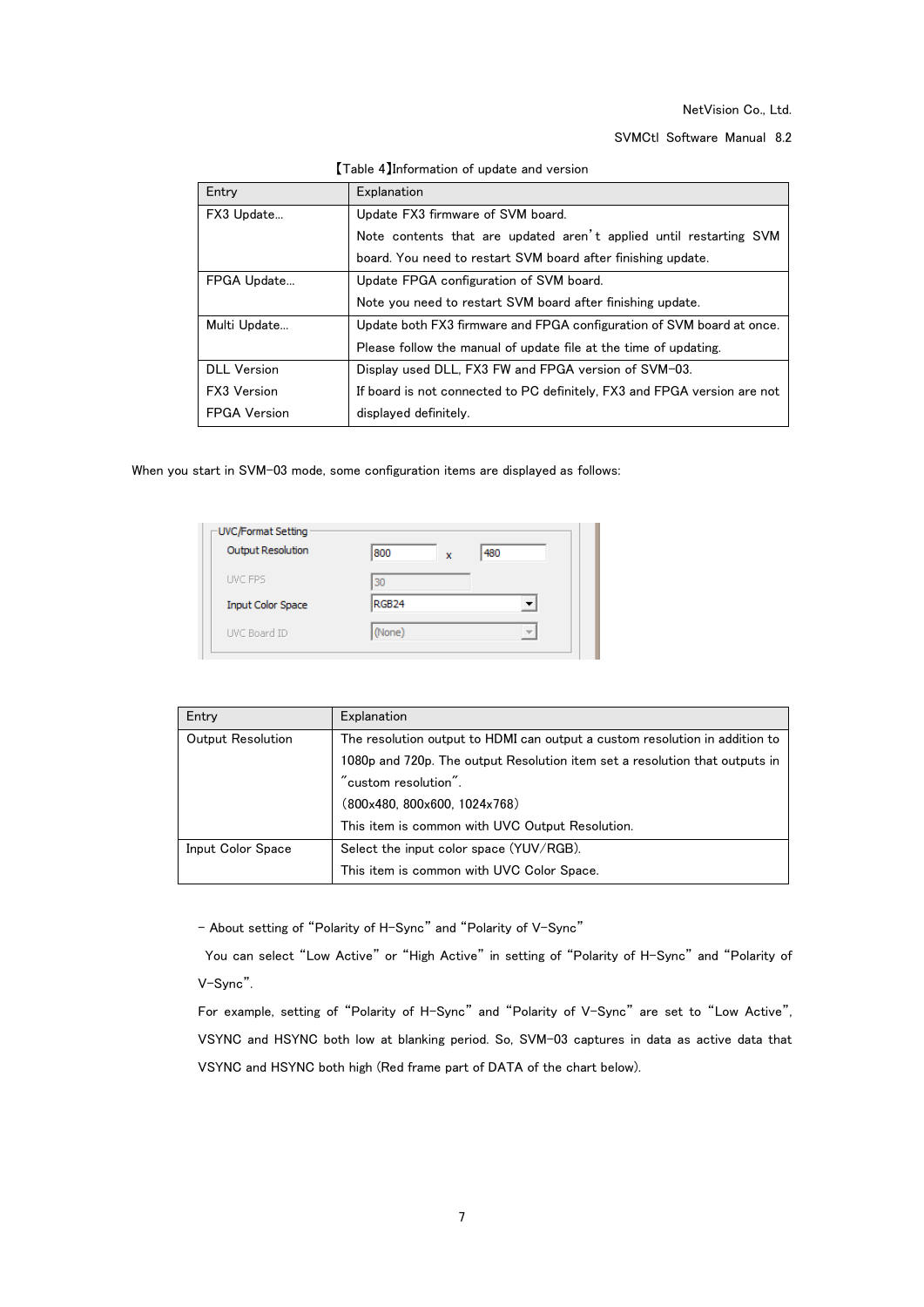【Table 4】Information of update and version

| Entry | Explanation |
|---|---|
| FX3 Update... | Update FX3 firmware of SVM board.<br>Note contents that are updated aren't applied until restarting SVM board. You need to restart SVM board after finishing update. |
| FPGA Update... | Update FPGA configuration of SVM board.<br>Note you need to restart SVM board after finishing update. |
| Multi Update... | Update both FX3 firmware and FPGA configuration of SVM board at once.<br>Please follow the manual of update file at the time of updating. |
| DLL Version<br>FX3 Version<br>FPGA Version | Display used DLL, FX3 FW and FPGA version of SVM-03.<br>If board is not connected to PC definitely, FX3 and FPGA version are not displayed definitely. |

When you start in SVM-03 mode, some configuration items are displayed as follows:

UVC/Format Setting
Output Resolution 800 x 480
UVC FPS 30
Input Color Space RGB24
UVC Board ID (None)

| Entry | Explanation |
|---|---|
| Output Resolution | The resolution output to HDMI can output a custom resolution in addition to 1080p and 720p. The output Resolution item set a resolution that outputs in "custom resolution".<br>(800x480, 800x600, 1024x768)<br>This item is common with UVC Output Resolution. |
| Input Color Space | Select the input color space (YUV/RGB).<br>This item is common with UVC Color Space. |

- About setting of "Polarity of H-Sync" and "Polarity of V-Sync"

You can select "Low Active" or "High Active" in setting of "Polarity of H-Sync" and "Polarity of V-Sync".

For example, setting of "Polarity of H-Sync" and "Polarity of V-Sync" are set to "Low Active", VSYNC and HSYNC both low at blanking period. So, SVM-03 captures in data as active data that VSYNC and HSYNC both high (Red frame part of DATA of the chart below).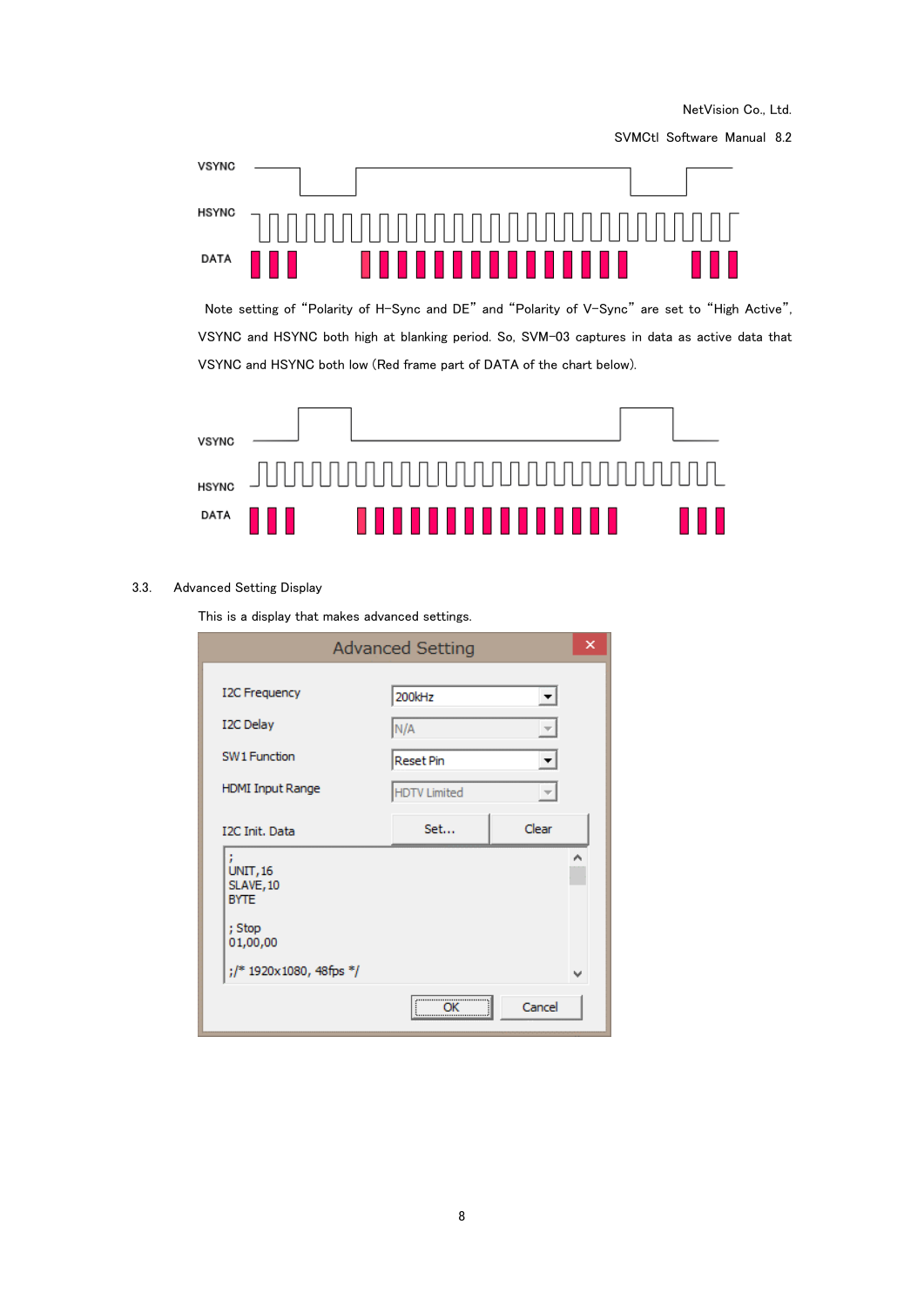VSYNC

HSYNC

DATA

Note setting of "Polarity of H-Sync and DE" and "Polarity of V-Sync" are set to "High Active", VSYNC and HSYNC both high at blanking period. So, SVM-03 captures in data as active data that VSYNC and HSYNC both low (Red frame part of DATA of the chart below).

VSYNC

HSYNC

DATA

## 3.3. Advanced Setting Display

This is a display that makes advanced settings.

Advanced Setting

| | |
|---|---|
| I2C Frequency | 200kHz |
| I2C Delay | N/A |
| SW1 Function | Reset Pin |
| HDMI Input Range | HDTV Limited |
| I2C Init. Data | Set... / Clear |

```
;
UNIT,16
SLAVE,10
BYTE

; Stop
01,00,00

;/* 1920x1080, 48fps */
```

OK　Cancel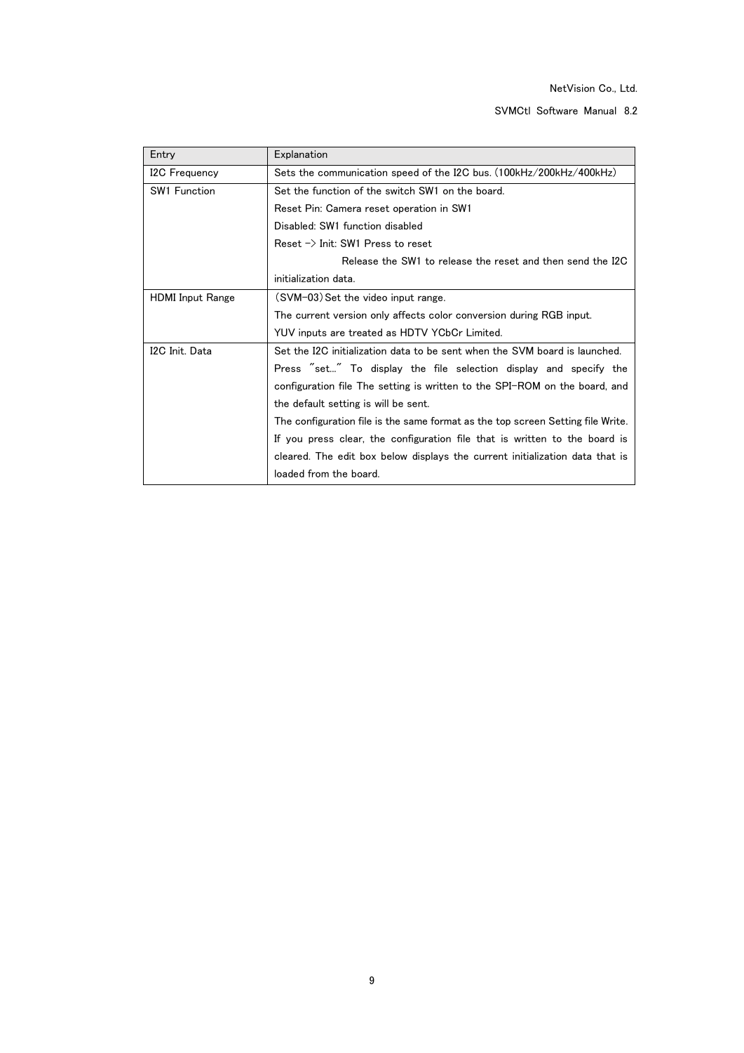| Entry | Explanation |
| --- | --- |
| I2C Frequency | Sets the communication speed of the I2C bus. (100kHz/200kHz/400kHz) |
| SW1 Function | Set the function of the switch SW1 on the board.<br>Reset Pin: Camera reset operation in SW1<br>Disabled: SW1 function disabled<br>Reset -> Init: SW1 Press to reset<br>Release the SW1 to release the reset and then send the I2C initialization data. |
| HDMI Input Range | (SVM-03) Set the video input range.<br>The current version only affects color conversion during RGB input.<br>YUV inputs are treated as HDTV YCbCr Limited. |
| I2C Init. Data | Set the I2C initialization data to be sent when the SVM board is launched.<br>Press "set..." To display the file selection display and specify the configuration file The setting is written to the SPI-ROM on the board, and the default setting is will be sent.<br>The configuration file is the same format as the top screen Setting file Write.<br>If you press clear, the configuration file that is written to the board is cleared. The edit box below displays the current initialization data that is loaded from the board. |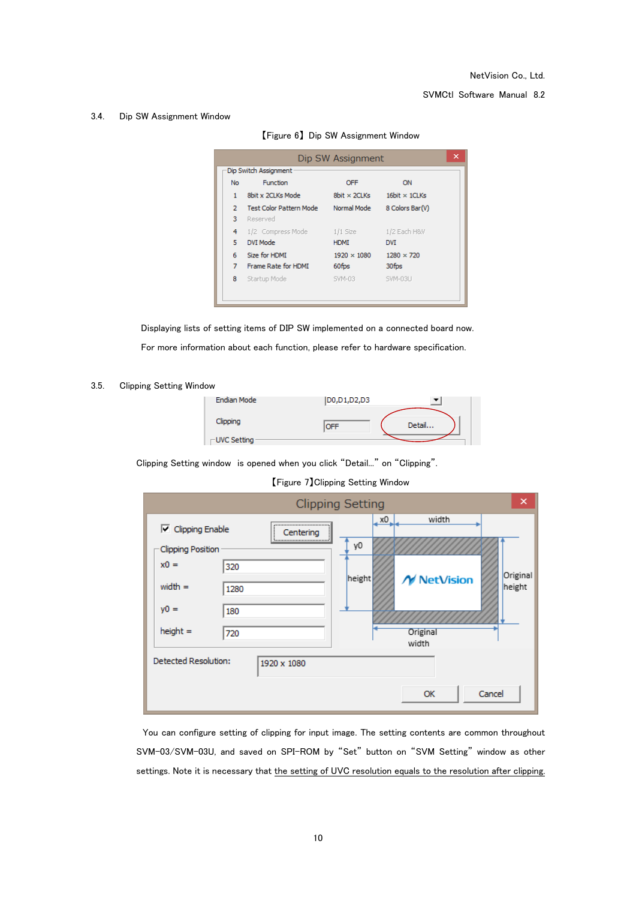## 3.4. Dip SW Assignment Window

【Figure 6】Dip SW Assignment Window

| No | Function | OFF | ON |
|---|---|---|---|
| 1 | 8bit x 2CLKs Mode | 8bit × 2CLKs | 16bit × 1CLKs |
| 2 | Test Color Pattern Mode | Normal Mode | 8 Colors Bar(V) |
| 3 | Reserved | | |
| 4 | 1/2 Compress Mode | 1/1 Size | 1/2 Each H&V |
| 5 | DVI Mode | HDMI | DVI |
| 6 | Size for HDMI | 1920 × 1080 | 1280 × 720 |
| 7 | Frame Rate for HDMI | 60fps | 30fps |
| 8 | Startup Mode | SVM-03 | SVM-03U |

Displaying lists of setting items of DIP SW implemented on a connected board now.

For more information about each function, please refer to hardware specification.

## 3.5. Clipping Setting Window

Clipping Setting window is opened when you click “Detail...” on “Clipping”.

【Figure 7】Clipping Setting Window

You can configure setting of clipping for input image. The setting contents are common throughout SVM-03/SVM-03U, and saved on SPI-ROM by “Set” button on “SVM Setting” window as other settings. Note it is necessary that <u>the setting of UVC resolution equals to the resolution after clipping.</u>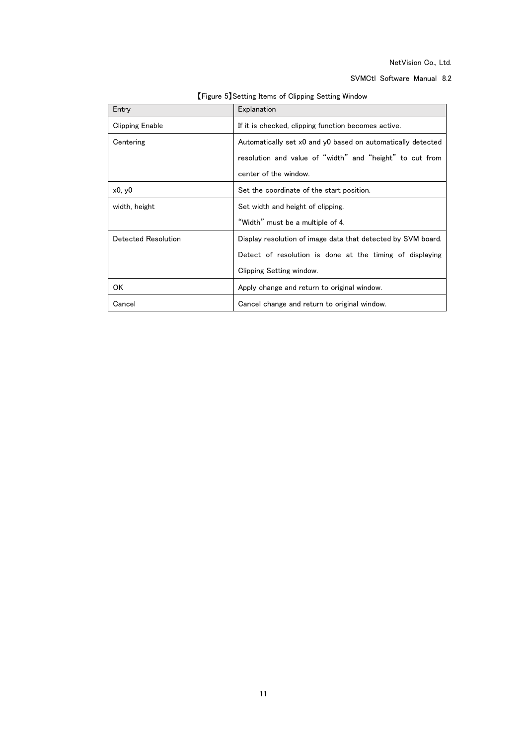【Figure 5】Setting Items of Clipping Setting Window

| Entry | Explanation |
|---|---|
| Clipping Enable | If it is checked, clipping function becomes active. |
| Centering | Automatically set x0 and y0 based on automatically detected resolution and value of "width" and "height" to cut from center of the window. |
| x0, y0 | Set the coordinate of the start position. |
| width, height | Set width and height of clipping.<br>"Width" must be a multiple of 4. |
| Detected Resolution | Display resolution of image data that detected by SVM board.<br>Detect of resolution is done at the timing of displaying Clipping Setting window. |
| OK | Apply change and return to original window. |
| Cancel | Cancel change and return to original window. |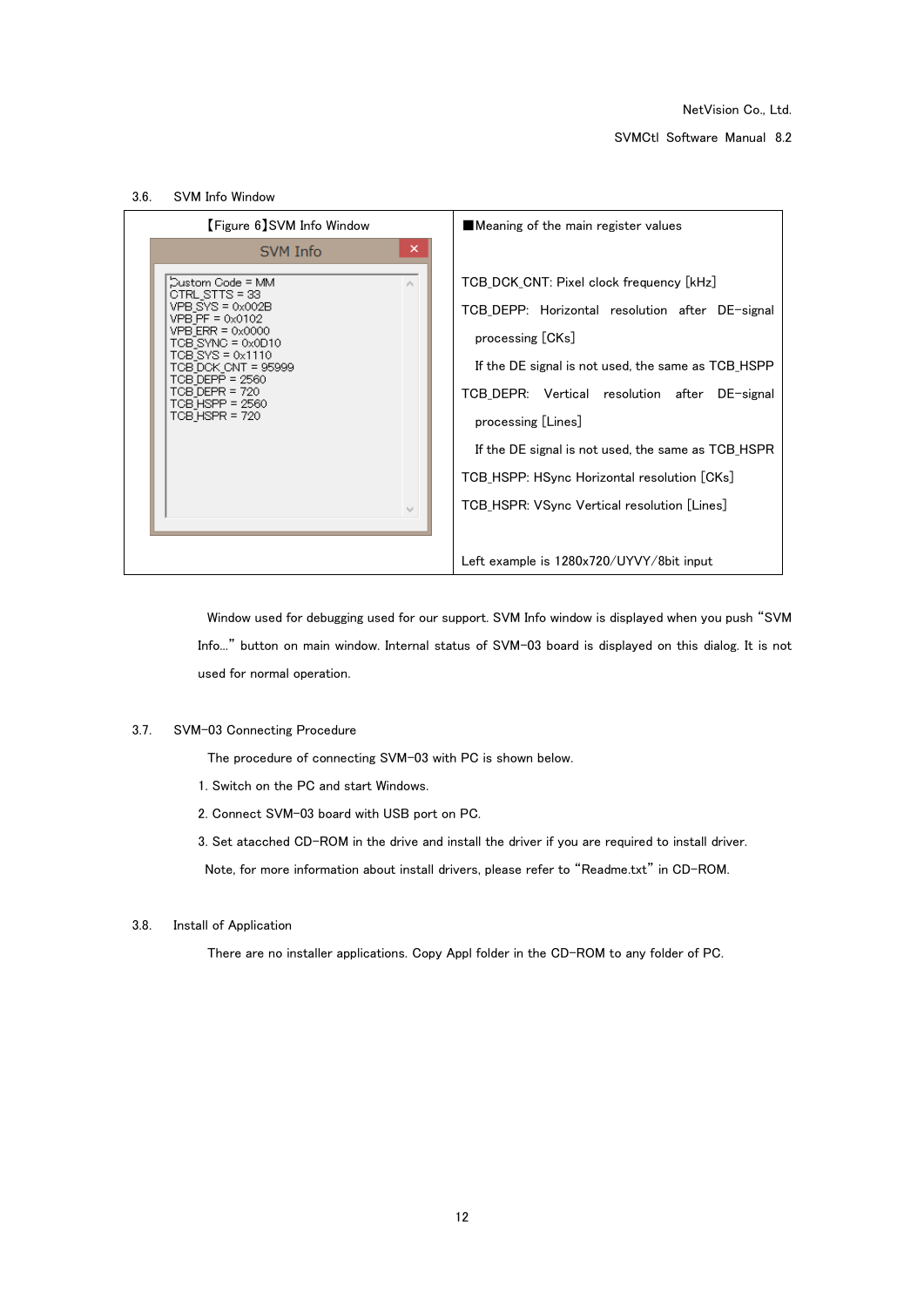## 3.6. SVM Info Window

| 【Figure 6】SVM Info Window | ■Meaning of the main register values |
|---|---|
| SVM Info<br>Custom Code = MM<br>CTRL_STTS = 33<br>VPB_SYS = 0x002B<br>VPB_PF = 0x0102<br>VPB_ERR = 0x0000<br>TCB_SYNC = 0x0D10<br>TCB_SYS = 0x1110<br>TCB_DCK_CNT = 95999<br>TCB_DEPP = 2560<br>TCB_DEPR = 720<br>TCB_HSPP = 2560<br>TCB_HSPR = 720 | TCB_DCK_CNT: Pixel clock frequency [kHz]<br>TCB_DEPP: Horizontal resolution after DE-signal processing [CKs]<br>If the DE signal is not used, the same as TCB_HSPP<br>TCB_DEPR: Vertical resolution after DE-signal processing [Lines]<br>If the DE signal is not used, the same as TCB_HSPR<br>TCB_HSPP: HSync Horizontal resolution [CKs]<br>TCB_HSPR: VSync Vertical resolution [Lines]<br><br>Left example is 1280x720/UYVY/8bit input |

Window used for debugging used for our support. SVM Info window is displayed when you push "SVM Info..." button on main window. Internal status of SVM-03 board is displayed on this dialog. It is not used for normal operation.

## 3.7. SVM-03 Connecting Procedure

The procedure of connecting SVM-03 with PC is shown below.

1. Switch on the PC and start Windows.
2. Connect SVM-03 board with USB port on PC.
3. Set atacched CD-ROM in the drive and install the driver if you are required to install driver.

Note, for more information about install drivers, please refer to "Readme.txt" in CD-ROM.

## 3.8. Install of Application

There are no installer applications. Copy Appl folder in the CD-ROM to any folder of PC.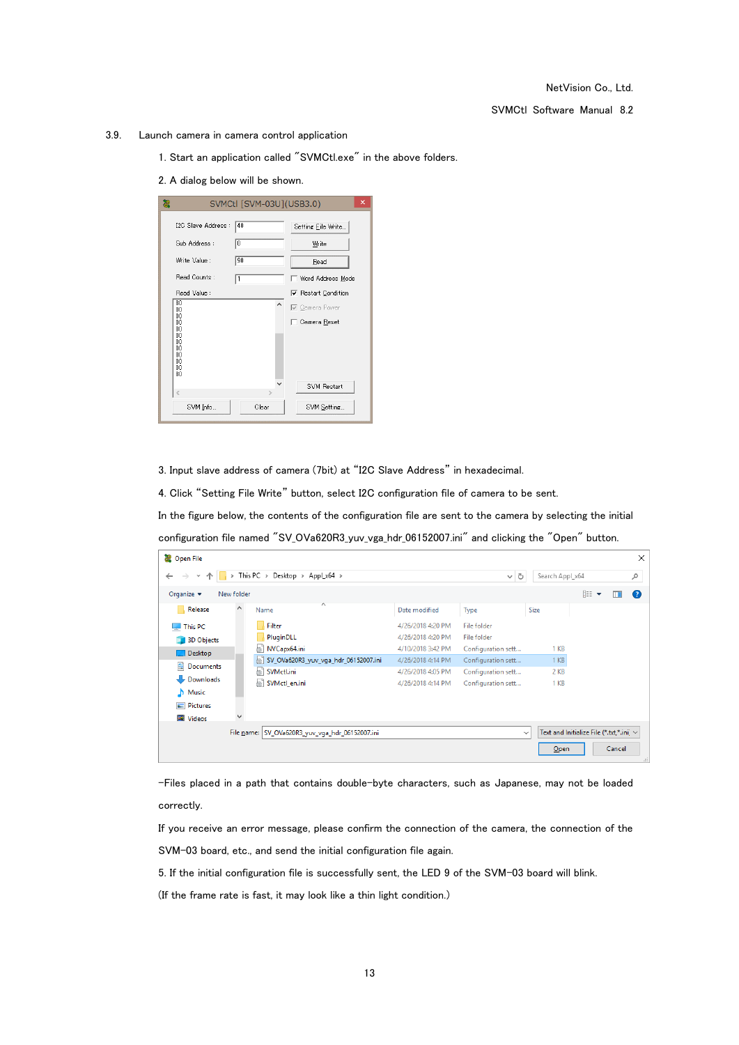3.9. Launch camera in camera control application

1. Start an application called "SVMCtl.exe" in the above folders.

2. A dialog below will be shown.

3. Input slave address of camera (7bit) at "I2C Slave Address" in hexadecimal.

4. Click "Setting File Write" button, select I2C configuration file of camera to be sent.

In the figure below, the contents of the configuration file are sent to the camera by selecting the initial configuration file named "SV_OVa620R3_yuv_vga_hdr_06152007.ini" and clicking the "Open" button.

-Files placed in a path that contains double-byte characters, such as Japanese, may not be loaded correctly.

If you receive an error message, please confirm the connection of the camera, the connection of the SVM-03 board, etc., and send the initial configuration file again.

5. If the initial configuration file is successfully sent, the LED 9 of the SVM-03 board will blink.

(If the frame rate is fast, it may look like a thin light condition.)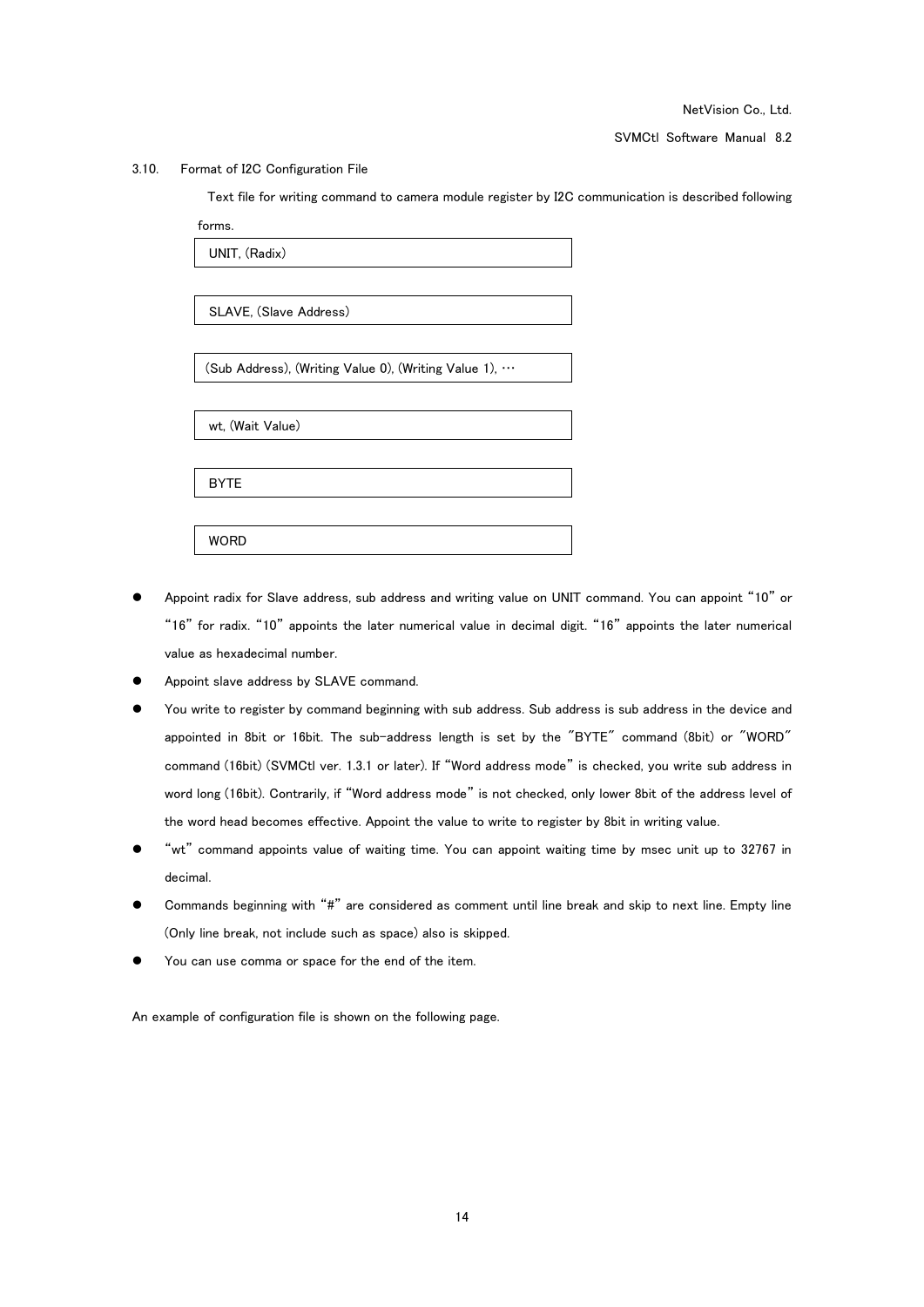### 3.10. Format of I2C Configuration File

Text file for writing command to camera module register by I2C communication is described following forms.

```
UNIT, (Radix)
```

```
SLAVE, (Slave Address)
```

```
(Sub Address), (Writing Value 0), (Writing Value 1), …
```

```
wt, (Wait Value)
```

```
BYTE
```

```
WORD
```

- Appoint radix for Slave address, sub address and writing value on UNIT command. You can appoint “10” or “16” for radix. “10” appoints the later numerical value in decimal digit. “16” appoints the later numerical value as hexadecimal number.
- Appoint slave address by SLAVE command.
- You write to register by command beginning with sub address. Sub address is sub address in the device and appointed in 8bit or 16bit. The sub-address length is set by the "BYTE" command (8bit) or "WORD" command (16bit) (SVMCtl ver. 1.3.1 or later). If “Word address mode” is checked, you write sub address in word long (16bit). Contrarily, if “Word address mode” is not checked, only lower 8bit of the address level of the word head becomes effective. Appoint the value to write to register by 8bit in writing value.
- “wt” command appoints value of waiting time. You can appoint waiting time by msec unit up to 32767 in decimal.
- Commands beginning with “#” are considered as comment until line break and skip to next line. Empty line (Only line break, not include such as space) also is skipped.
- You can use comma or space for the end of the item.

An example of configuration file is shown on the following page.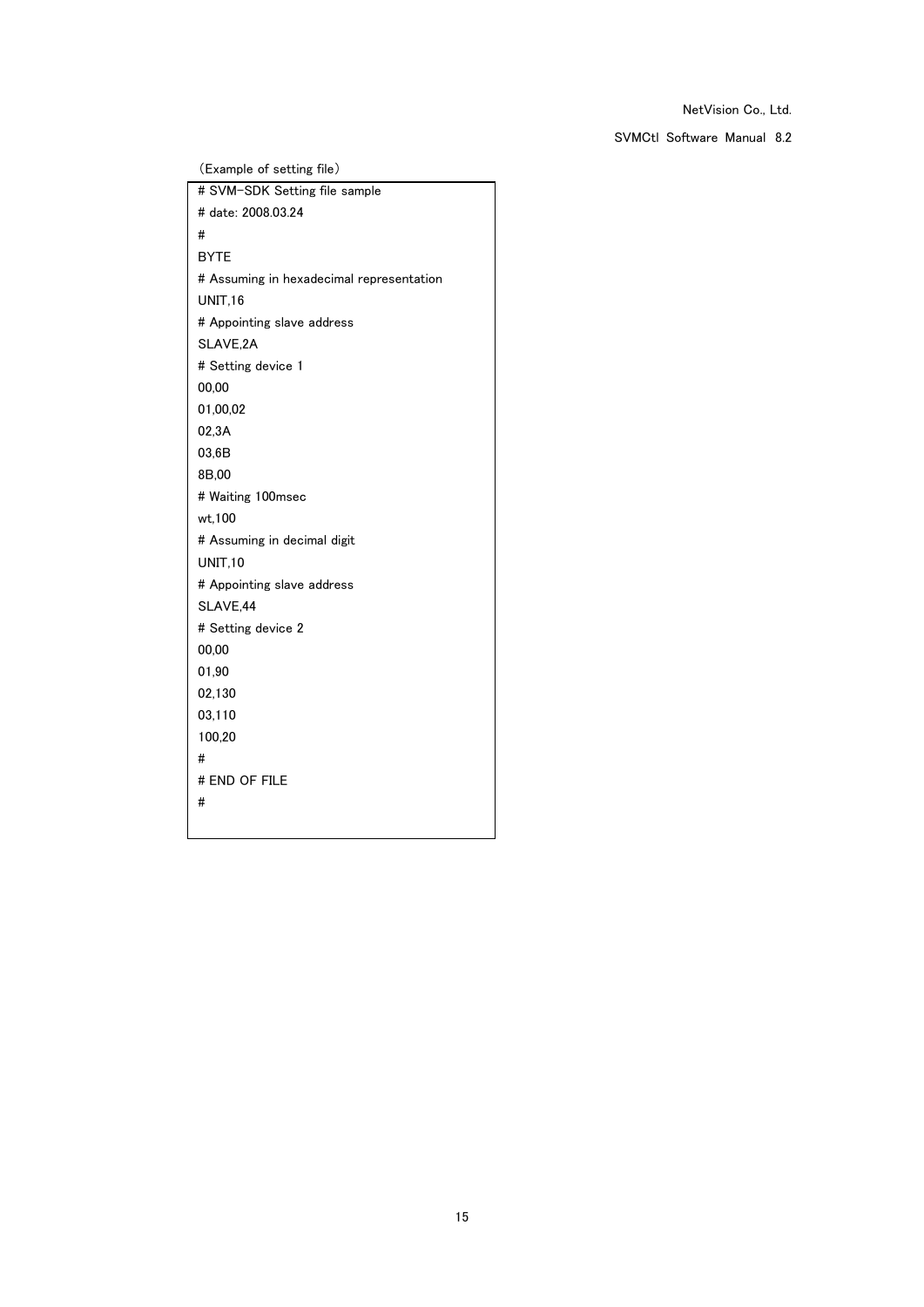(Example of setting file)

```
# SVM-SDK Setting file sample
# date: 2008.03.24
#
BYTE
# Assuming in hexadecimal representation
UNIT,16
# Appointing slave address
SLAVE,2A
# Setting device 1
00,00
01,00,02
02,3A
03,6B
8B,00
# Waiting 100msec
wt,100
# Assuming in decimal digit
UNIT,10
# Appointing slave address
SLAVE,44
# Setting device 2
00,00
01,90
02,130
03,110
100,20
#
# END OF FILE
#
```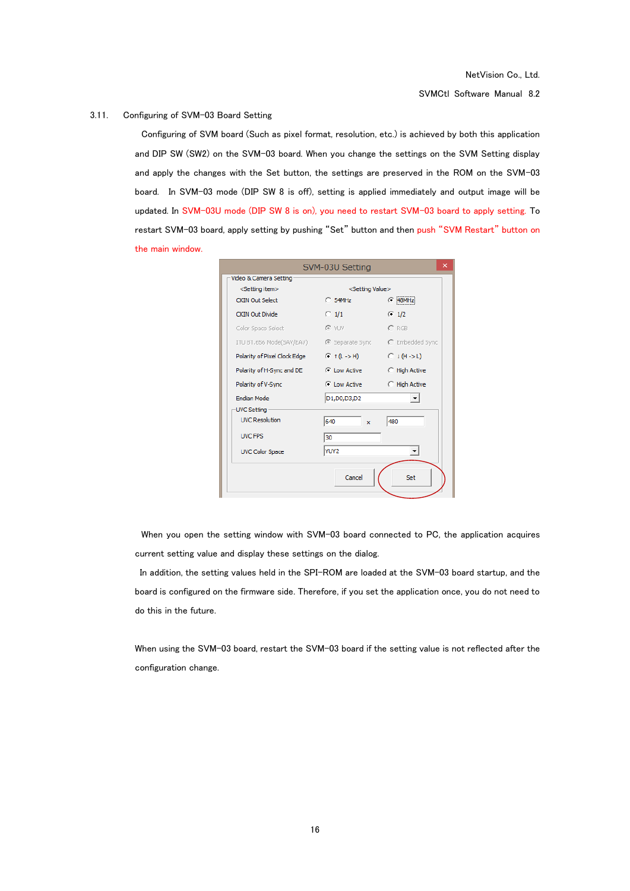## 3.11. Configuring of SVM-03 Board Setting

Configuring of SVM board (Such as pixel format, resolution, etc.) is achieved by both this application and DIP SW (SW2) on the SVM-03 board. When you change the settings on the SVM Setting display and apply the changes with the Set button, the settings are preserved in the ROM on the SVM-03 board. In SVM-03 mode (DIP SW 8 is off), setting is applied immediately and output image will be updated. In SVM-03U mode (DIP SW 8 is on), you need to restart SVM-03 board to apply setting. To restart SVM-03 board, apply setting by pushing "Set" button and then push "SVM Restart" button on the main window.

When you open the setting window with SVM-03 board connected to PC, the application acquires current setting value and display these settings on the dialog.

In addition, the setting values held in the SPI-ROM are loaded at the SVM-03 board startup, and the board is configured on the firmware side. Therefore, if you set the application once, you do not need to do this in the future.

When using the SVM-03 board, restart the SVM-03 board if the setting value is not reflected after the configuration change.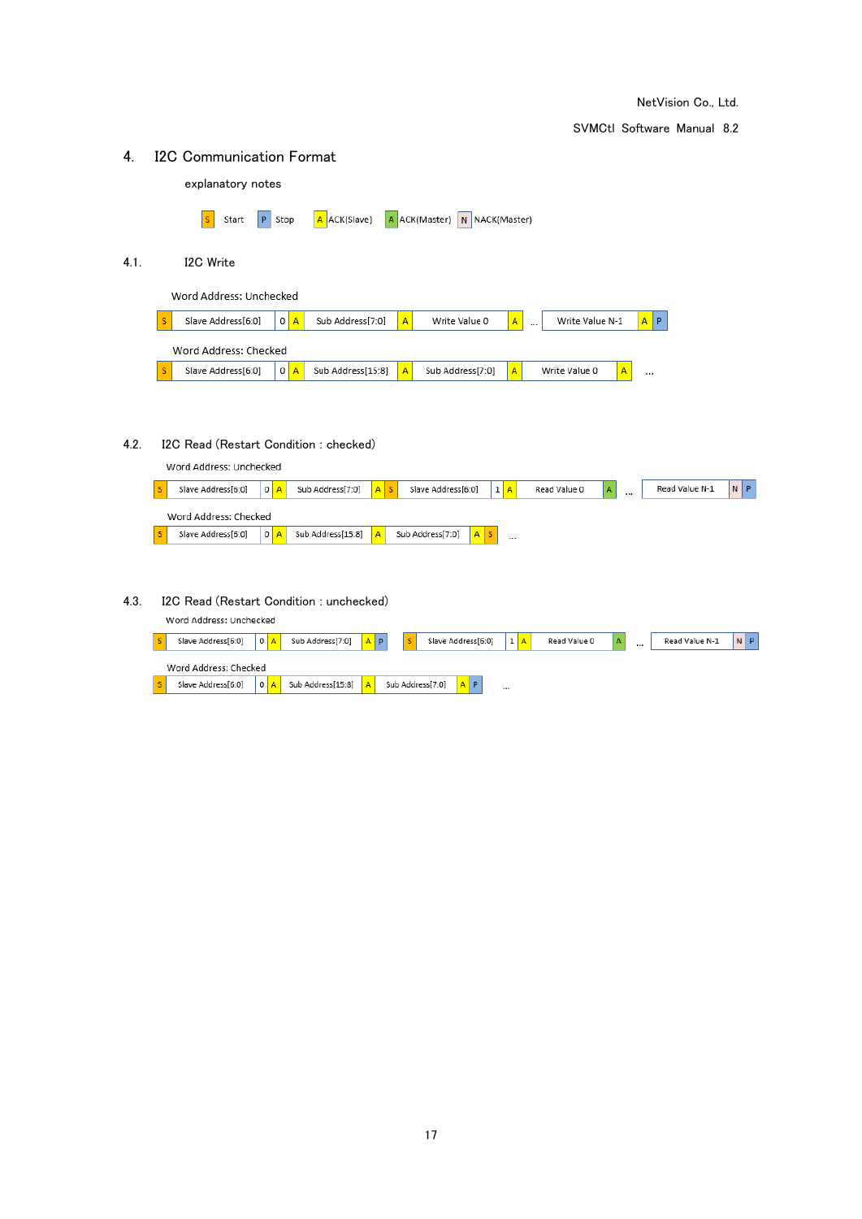## 4. I2C Communication Format

explanatory notes

| S | Start | P | Stop | A | ACK(Slave) | A | ACK(Master) | N | NACK(Master) |
|---|---|---|---|---|---|---|---|---|---|

### 4.1. I2C Write

Word Address: Unchecked

| S | Slave Address[6:0] | 0 | A | Sub Address[7:0] | A | Write Value 0 | A | … | Write Value N-1 | A | P |
|---|---|---|---|---|---|---|---|---|---|---|---|

Word Address: Checked

| S | Slave Address[6:0] | 0 | A | Sub Address[15:8] | A | Sub Address[7:0] | A | Write Value 0 | A | … |
|---|---|---|---|---|---|---|---|---|---|---|

### 4.2. I2C Read (Restart Condition : checked)

Word Address: Unchecked

| S | Slave Address[6:0] | 0 | A | Sub Address[7:0] | A | S | Slave Address[6:0] | 1 | A | Read Value 0 | A | … | Read Value N-1 | N | P |
|---|---|---|---|---|---|---|---|---|---|---|---|---|---|---|---|

Word Address: Checked

| S | Slave Address[6:0] | 0 | A | Sub Address[15:8] | A | Sub Address[7:0] | A | S | … |
|---|---|---|---|---|---|---|---|---|---|

### 4.3. I2C Read (Restart Condition : unchecked)

Word Address: Unchecked

| S | Slave Address[6:0] | 0 | A | Sub Address[7:0] | A | P | S | Slave Address[6:0] | 1 | A | Read Value 0 | A | … | Read Value N-1 | N | P |
|---|---|---|---|---|---|---|---|---|---|---|---|---|---|---|---|---|

Word Address: Checked

| S | Slave Address[6:0] | 0 | A | Sub Address[15:8] | A | Sub Address[7:0] | A | P | … |
|---|---|---|---|---|---|---|---|---|---|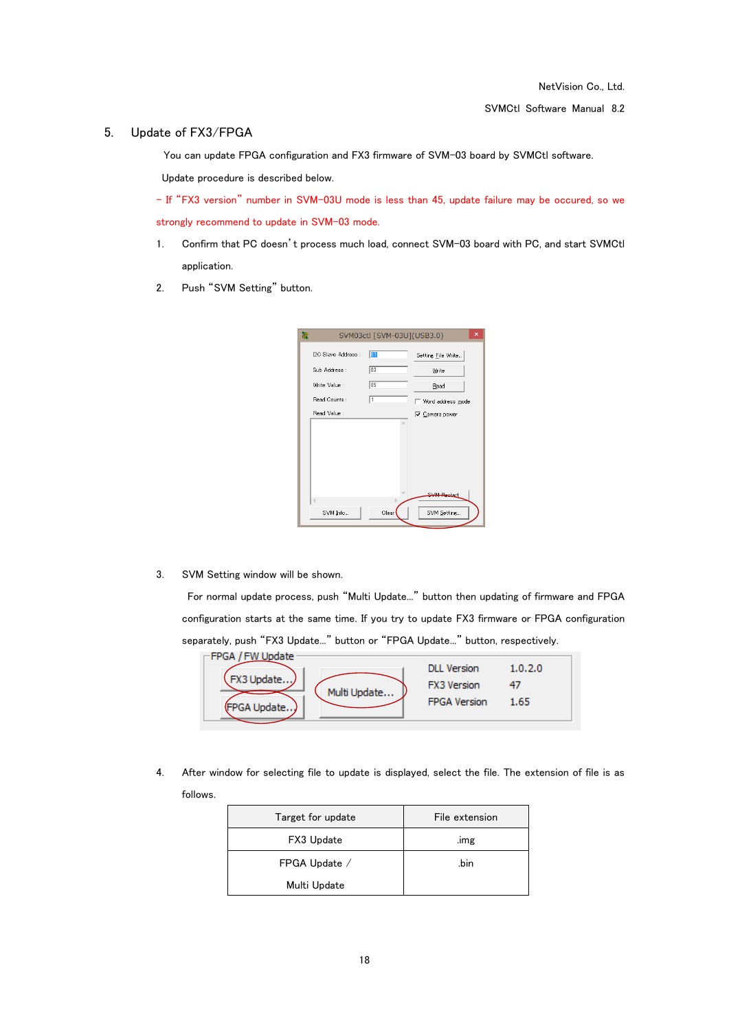## 5. Update of FX3/FPGA

You can update FPGA configuration and FX3 firmware of SVM-03 board by SVMCtl software.

Update procedure is described below.

– If "FX3 version" number in SVM-03U mode is less than 45, update failure may be occured, so we strongly recommend to update in SVM-03 mode.

1. Confirm that PC doesn't process much load, connect SVM-03 board with PC, and start SVMCtl application.
2. Push "SVM Setting" button.
3. SVM Setting window will be shown.

   For normal update process, push "Multi Update…" button then updating of firmware and FPGA configuration starts at the same time. If you try to update FX3 firmware or FPGA configuration separately, push "FX3 Update…" button or "FPGA Update…" button, respectively.

4. After window for selecting file to update is displayed, select the file. The extension of file is as follows.

| Target for update | File extension |
|---|---|
| FX3 Update | .img |
| FPGA Update / Multi Update | .bin |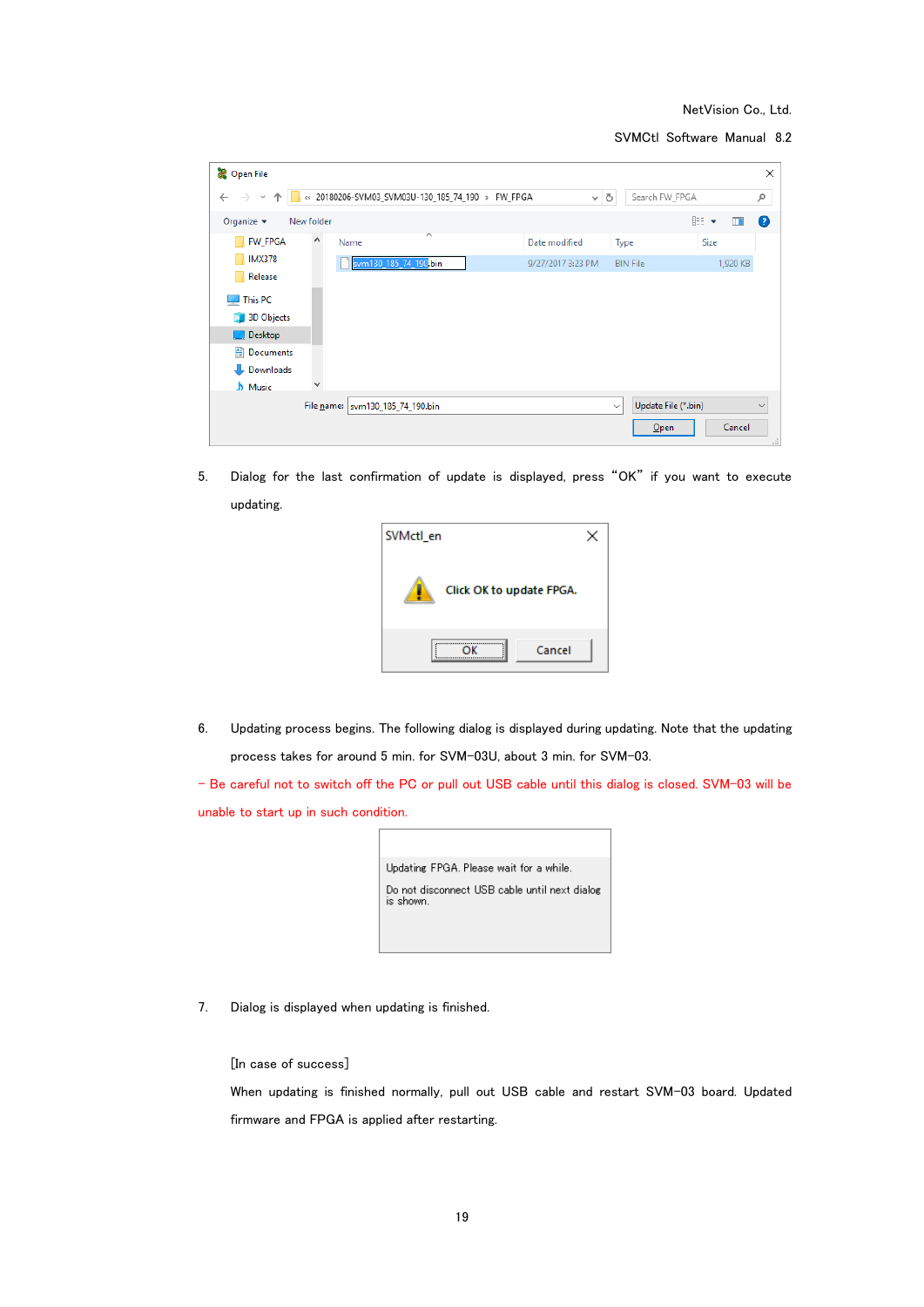5. Dialog for the last confirmation of update is displayed, press "OK" if you want to execute updating.

6. Updating process begins. The following dialog is displayed during updating. Note that the updating process takes for around 5 min. for SVM-03U, about 3 min. for SVM-03.

- Be careful not to switch off the PC or pull out USB cable until this dialog is closed. SVM-03 will be unable to start up in such condition.

7. Dialog is displayed when updating is finished.

   [In case of success]

   When updating is finished normally, pull out USB cable and restart SVM-03 board. Updated firmware and FPGA is applied after restarting.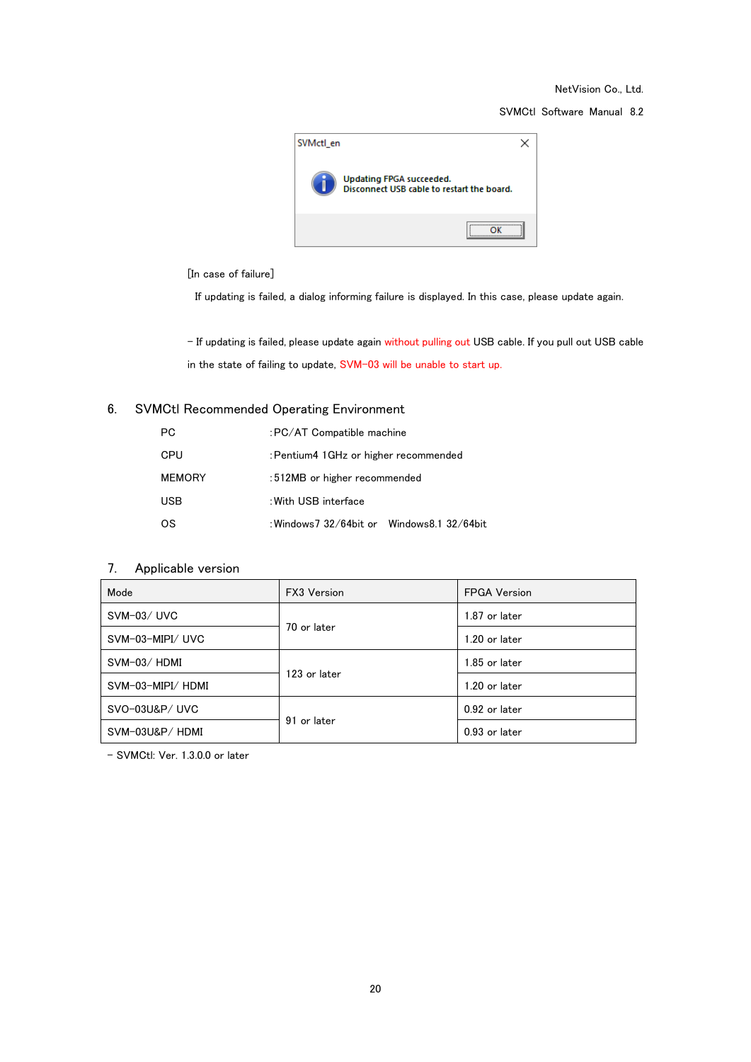SVMctl_en

Updating FPGA succeeded.
Disconnect USB cable to restart the board.

OK

[In case of failure]

If updating is failed, a dialog informing failure is displayed. In this case, please update again.

- If updating is failed, please update again without pulling out USB cable. If you pull out USB cable in the state of failing to update, SVM-03 will be unable to start up.

## 6. SVMCtl Recommended Operating Environment

| | |
|---|---|
| PC | :PC/AT Compatible machine |
| CPU | :Pentium4 1GHz or higher recommended |
| MEMORY | :512MB or higher recommended |
| USB | :With USB interface |
| OS | :Windows7 32/64bit or Windows8.1 32/64bit |

## 7. Applicable version

| Mode | FX3 Version | FPGA Version |
|---|---|---|
| SVM-03/ UVC | 70 or later | 1.87 or later |
| SVM-03-MIPI/ UVC | | 1.20 or later |
| SVM-03/ HDMI | 123 or later | 1.85 or later |
| SVM-03-MIPI/ HDMI | | 1.20 or later |
| SVO-03U&P/ UVC | 91 or later | 0.92 or later |
| SVM-03U&P/ HDMI | | 0.93 or later |

- SVMCtl: Ver. 1.3.0.0 or later